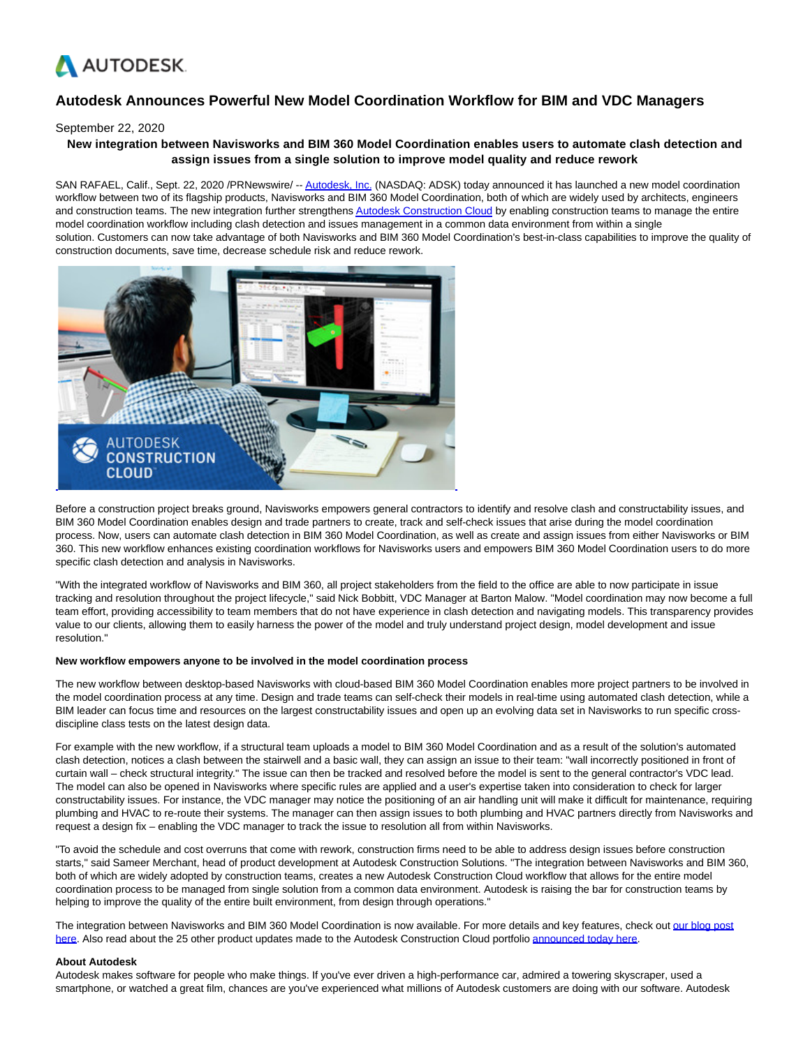AUTODESK

# Autodesk Announces Powerful New Model Coordination Workflow for BIM and VDC Managers

September 22, 2020

**New integration between Navisworks and BIM 360 Model Coordination enables users to automate clash detection and assign issues from a single solution to improve model quality and reduce rework**

SAN RAFAEL, Calif., Sept. 22, 2020 /PRNewswire/ -- Autodesk, Inc. (NASDAQ: ADSK) today announced it has launched a new model coordination workflow between two of its flagship products, Navisworks and BIM 360 Model Coordination, both of which are widely used by architects, engineers and construction teams. The new integration further strengthens Autodesk Construction Cloud by enabling construction teams to manage the entire model coordination workflow including clash detection and issues management in a common data environment from within a single solution. Customers can now take advantage of both Navisworks and BIM 360 Model Coordination's best-in-class capabilities to improve the quality of construction documents, save time, decrease schedule risk and reduce rework.

Before a construction project breaks ground, Navisworks empowers general contractors to identify and resolve clash and constructability issues, and BIM 360 Model Coordination enables design and trade partners to create, track and self-check issues that arise during the model coordination process. Now, users can automate clash detection in BIM 360 Model Coordination, as well as create and assign issues from either Navisworks or BIM 360. This new workflow enhances existing coordination workflows for Navisworks users and empowers BIM 360 Model Coordination users to do more specific clash detection and analysis in Navisworks.

"With the integrated workflow of Navisworks and BIM 360, all project stakeholders from the field to the office are able to now participate in issue tracking and resolution throughout the project lifecycle," said Nick Bobbitt, VDC Manager at Barton Malow. "Model coordination may now become a full team effort, providing accessibility to team members that do not have experience in clash detection and navigating models. This transparency provides value to our clients, allowing them to easily harness the power of the model and truly understand project design, model development and issue resolution."

**New workflow empowers anyone to be involved in the model coordination process**

The new workflow between desktop-based Navisworks with cloud-based BIM 360 Model Coordination enables more project partners to be involved in the model coordination process at any time. Design and trade teams can self-check their models in real-time using automated clash detection, while a BIM leader can focus time and resources on the largest constructability issues and open up an evolving data set in Navisworks to run specific cross-discipline class tests on the latest design data.

For example with the new workflow, if a structural team uploads a model to BIM 360 Model Coordination and as a result of the solution's automated clash detection, notices a clash between the stairwell and a basic wall, they can assign an issue to their team: "wall incorrectly positioned in front of curtain wall – check structural integrity." The issue can then be tracked and resolved before the model is sent to the general contractor's VDC lead. The model can also be opened in Navisworks where specific rules are applied and a user's expertise taken into consideration to check for larger constructability issues. For instance, the VDC manager may notice the positioning of an air handling unit will make it difficult for maintenance, requiring plumbing and HVAC to re-route their systems. The manager can then assign issues to both plumbing and HVAC partners directly from Navisworks and request a design fix – enabling the VDC manager to track the issue to resolution all from within Navisworks.

"To avoid the schedule and cost overruns that come with rework, construction firms need to be able to address design issues before construction starts," said Sameer Merchant, head of product development at Autodesk Construction Solutions. "The integration between Navisworks and BIM 360, both of which are widely adopted by construction teams, creates a new Autodesk Construction Cloud workflow that allows for the entire model coordination process to be managed from single solution from a common data environment. Autodesk is raising the bar for construction teams by helping to improve the quality of the entire built environment, from design through operations."

The integration between Navisworks and BIM 360 Model Coordination is now available. For more details and key features, check out our blog post here. Also read about the 25 other product updates made to the Autodesk Construction Cloud portfolio announced today here.

**About Autodesk**

Autodesk makes software for people who make things. If you've ever driven a high-performance car, admired a towering skyscraper, used a smartphone, or watched a great film, chances are you've experienced what millions of Autodesk customers are doing with our software. Autodesk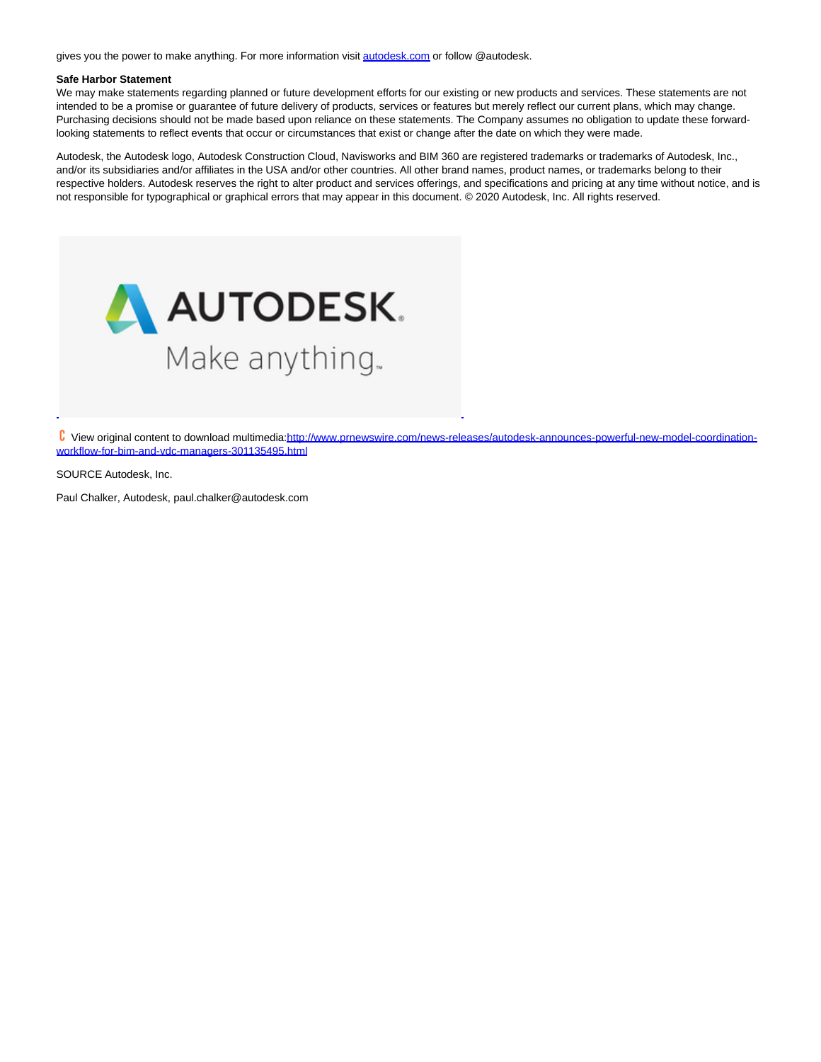gives you the power to make anything. For more information visit [autodesk.com](autodesk.com) or follow @autodesk.

**Safe Harbor Statement**

We may make statements regarding planned or future development efforts for our existing or new products and services. These statements are not intended to be a promise or guarantee of future delivery of products, services or features but merely reflect our current plans, which may change. Purchasing decisions should not be made based upon reliance on these statements. The Company assumes no obligation to update these forward-looking statements to reflect events that occur or circumstances that exist or change after the date on which they were made.

Autodesk, the Autodesk logo, Autodesk Construction Cloud, Navisworks and BIM 360 are registered trademarks or trademarks of Autodesk, Inc., and/or its subsidiaries and/or affiliates in the USA and/or other countries. All other brand names, product names, or trademarks belong to their respective holders. Autodesk reserves the right to alter product and services offerings, and specifications and pricing at any time without notice, and is not responsible for typographical or graphical errors that may appear in this document. © 2020 Autodesk, Inc. All rights reserved.

View original content to download multimedia:[http://www.prnewswire.com/news-releases/autodesk-announces-powerful-new-model-coordination-workflow-for-bim-and-vdc-managers-301135495.html](http://www.prnewswire.com/news-releases/autodesk-announces-powerful-new-model-coordination-workflow-for-bim-and-vdc-managers-301135495.html)

SOURCE Autodesk, Inc.

Paul Chalker, Autodesk, paul.chalker@autodesk.com